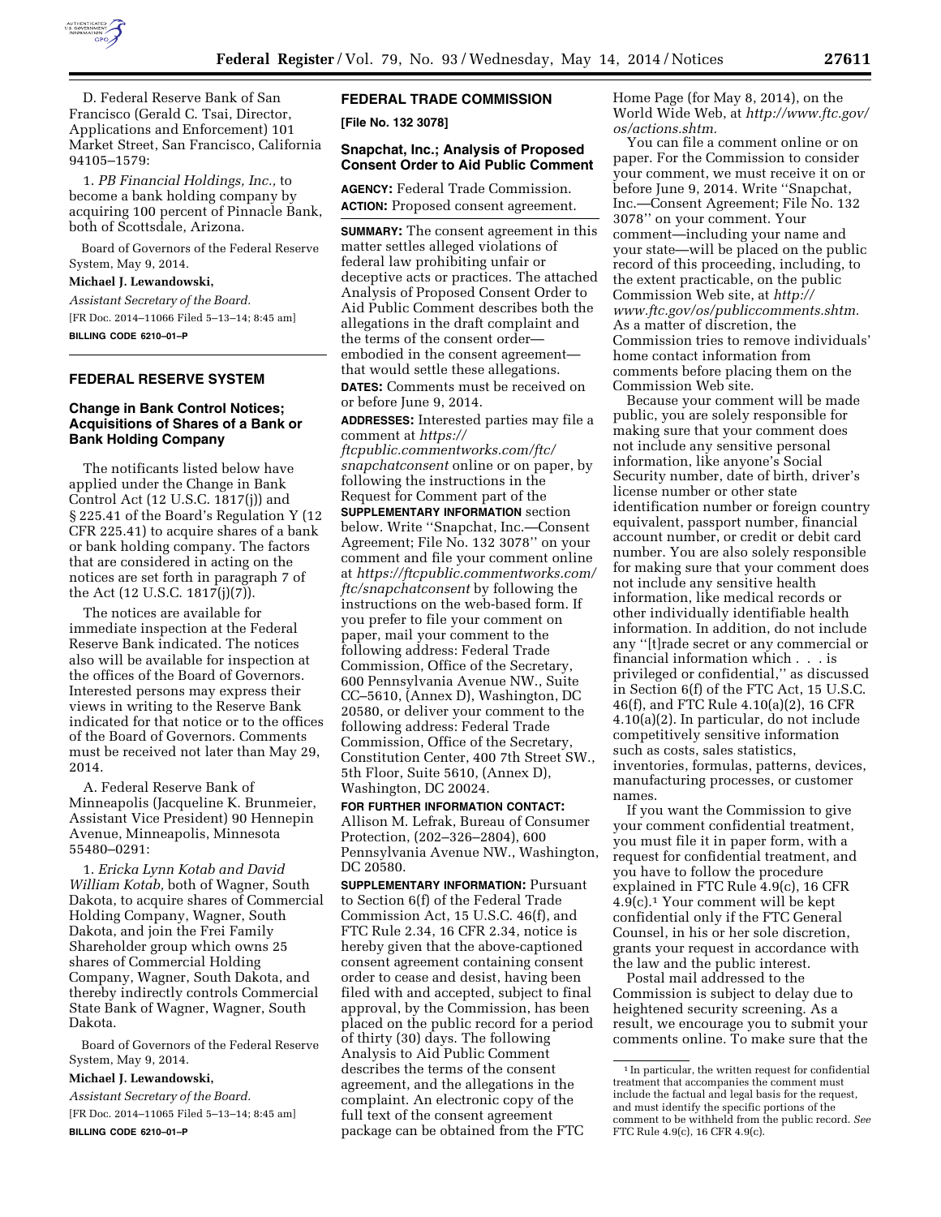D. Federal Reserve Bank of San Francisco (Gerald C. Tsai, Director, Applications and Enforcement) 101 Market Street, San Francisco, California 94105–1579:

1. *PB Financial Holdings, Inc.,* to become a bank holding company by acquiring 100 percent of Pinnacle Bank, both of Scottsdale, Arizona.

Board of Governors of the Federal Reserve System, May 9, 2014.

**Michael J. Lewandowski,**

*Assistant Secretary of the Board.*

[FR Doc. 2014–11066 Filed 5–13–14; 8:45 am]

**BILLING CODE 6210–01–P**

## FEDERAL RESERVE SYSTEM

### Change in Bank Control Notices; Acquisitions of Shares of a Bank or Bank Holding Company

The notificants listed below have applied under the Change in Bank Control Act (12 U.S.C. 1817(j)) and § 225.41 of the Board's Regulation Y (12 CFR 225.41) to acquire shares of a bank or bank holding company. The factors that are considered in acting on the notices are set forth in paragraph 7 of the Act (12 U.S.C. 1817(j)(7)).

The notices are available for immediate inspection at the Federal Reserve Bank indicated. The notices also will be available for inspection at the offices of the Board of Governors. Interested persons may express their views in writing to the Reserve Bank indicated for that notice or to the offices of the Board of Governors. Comments must be received not later than May 29, 2014.

A. Federal Reserve Bank of Minneapolis (Jacqueline K. Brunmeier, Assistant Vice President) 90 Hennepin Avenue, Minneapolis, Minnesota 55480–0291:

1. *Ericka Lynn Kotab and David William Kotab,* both of Wagner, South Dakota, to acquire shares of Commercial Holding Company, Wagner, South Dakota, and join the Frei Family Shareholder group which owns 25 shares of Commercial Holding Company, Wagner, South Dakota, and thereby indirectly controls Commercial State Bank of Wagner, Wagner, South Dakota.

Board of Governors of the Federal Reserve System, May 9, 2014.

**Michael J. Lewandowski,**

*Assistant Secretary of the Board.*

[FR Doc. 2014–11065 Filed 5–13–14; 8:45 am]

**BILLING CODE 6210–01–P**

## FEDERAL TRADE COMMISSION

**[File No. 132 3078]**

### Snapchat, Inc.; Analysis of Proposed Consent Order to Aid Public Comment

**AGENCY:** Federal Trade Commission.

**ACTION:** Proposed consent agreement.

**SUMMARY:** The consent agreement in this matter settles alleged violations of federal law prohibiting unfair or deceptive acts or practices. The attached Analysis of Proposed Consent Order to Aid Public Comment describes both the allegations in the draft complaint and the terms of the consent order—embodied in the consent agreement—that would settle these allegations.

**DATES:** Comments must be received on or before June 9, 2014.

**ADDRESSES:** Interested parties may file a comment at *https://ftcpublic.commentworks.com/ftc/snapchatconsent* online or on paper, by following the instructions in the Request for Comment part of the **SUPPLEMENTARY INFORMATION** section below. Write ''Snapchat, Inc.—Consent Agreement; File No. 132 3078'' on your comment and file your comment online at *https://ftcpublic.commentworks.com/ftc/snapchatconsent* by following the instructions on the web-based form. If you prefer to file your comment on paper, mail your comment to the following address: Federal Trade Commission, Office of the Secretary, 600 Pennsylvania Avenue NW., Suite CC–5610, (Annex D), Washington, DC 20580, or deliver your comment to the following address: Federal Trade Commission, Office of the Secretary, Constitution Center, 400 7th Street SW., 5th Floor, Suite 5610, (Annex D), Washington, DC 20024.

**FOR FURTHER INFORMATION CONTACT:** Allison M. Lefrak, Bureau of Consumer Protection, (202–326–2804), 600 Pennsylvania Avenue NW., Washington, DC 20580.

**SUPPLEMENTARY INFORMATION:** Pursuant to Section 6(f) of the Federal Trade Commission Act, 15 U.S.C. 46(f), and FTC Rule 2.34, 16 CFR 2.34, notice is hereby given that the above-captioned consent agreement containing consent order to cease and desist, having been filed with and accepted, subject to final approval, by the Commission, has been placed on the public record for a period of thirty (30) days. The following Analysis to Aid Public Comment describes the terms of the consent agreement, and the allegations in the complaint. An electronic copy of the full text of the consent agreement package can be obtained from the FTC Home Page (for May 8, 2014), on the World Wide Web, at *http://www.ftc.gov/os/actions.shtm.*

You can file a comment online or on paper. For the Commission to consider your comment, we must receive it on or before June 9, 2014. Write ''Snapchat, Inc.—Consent Agreement; File No. 132 3078'' on your comment. Your comment—including your name and your state—will be placed on the public record of this proceeding, including, to the extent practicable, on the public Commission Web site, at *http://www.ftc.gov/os/publiccomments.shtm.* As a matter of discretion, the Commission tries to remove individuals' home contact information from comments before placing them on the Commission Web site.

Because your comment will be made public, you are solely responsible for making sure that your comment does not include any sensitive personal information, like anyone's Social Security number, date of birth, driver's license number or other state identification number or foreign country equivalent, passport number, financial account number, or credit or debit card number. You are also solely responsible for making sure that your comment does not include any sensitive health information, like medical records or other individually identifiable health information. In addition, do not include any ''[t]rade secret or any commercial or financial information which . . . is privileged or confidential,'' as discussed in Section 6(f) of the FTC Act, 15 U.S.C. 46(f), and FTC Rule 4.10(a)(2), 16 CFR 4.10(a)(2). In particular, do not include competitively sensitive information such as costs, sales statistics, inventories, formulas, patterns, devices, manufacturing processes, or customer names.

If you want the Commission to give your comment confidential treatment, you must file it in paper form, with a request for confidential treatment, and you have to follow the procedure explained in FTC Rule 4.9(c), 16 CFR 4.9(c).[1] Your comment will be kept confidential only if the FTC General Counsel, in his or her sole discretion, grants your request in accordance with the law and the public interest.

Postal mail addressed to the Commission is subject to delay due to heightened security screening. As a result, we encourage you to submit your comments online. To make sure that the

[1] In particular, the written request for confidential treatment that accompanies the comment must include the factual and legal basis for the request, and must identify the specific portions of the comment to be withheld from the public record. *See* FTC Rule 4.9(c), 16 CFR 4.9(c).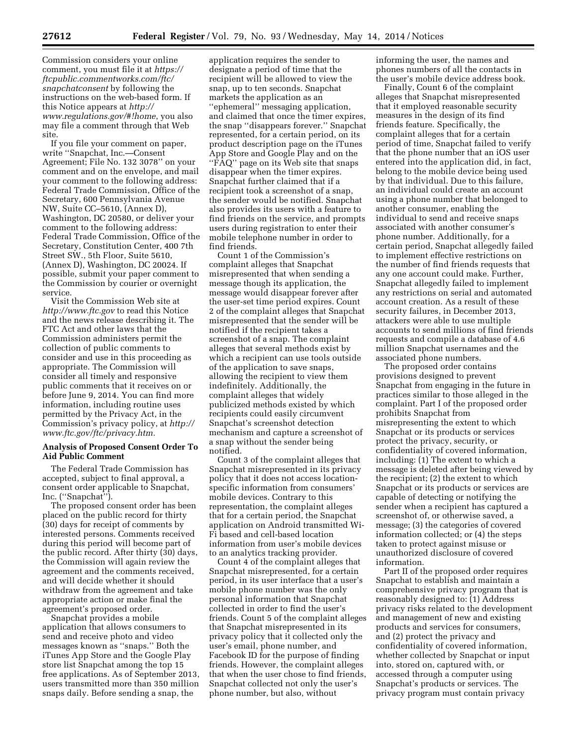Commission considers your online comment, you must file it at *https://ftcpublic.commentworks.com/ftc/snapchatconsent* by following the instructions on the web-based form. If this Notice appears at *http://www.regulations.gov/#!home*, you also may file a comment through that Web site.

If you file your comment on paper, write ''Snapchat, Inc.—Consent Agreement; File No. 132 3078'' on your comment and on the envelope, and mail your comment to the following address: Federal Trade Commission, Office of the Secretary, 600 Pennsylvania Avenue NW, Suite CC–5610, (Annex D), Washington, DC 20580, or deliver your comment to the following address: Federal Trade Commission, Office of the Secretary, Constitution Center, 400 7th Street SW., 5th Floor, Suite 5610, (Annex D), Washington, DC 20024. If possible, submit your paper comment to the Commission by courier or overnight service.

Visit the Commission Web site at *http://www.ftc.gov* to read this Notice and the news release describing it. The FTC Act and other laws that the Commission administers permit the collection of public comments to consider and use in this proceeding as appropriate. The Commission will consider all timely and responsive public comments that it receives on or before June 9, 2014. You can find more information, including routine uses permitted by the Privacy Act, in the Commission's privacy policy, at *http://www.ftc.gov/ftc/privacy.htm.*

**Analysis of Proposed Consent Order To Aid Public Comment**

The Federal Trade Commission has accepted, subject to final approval, a consent order applicable to Snapchat, Inc. (''Snapchat'').

The proposed consent order has been placed on the public record for thirty (30) days for receipt of comments by interested persons. Comments received during this period will become part of the public record. After thirty (30) days, the Commission will again review the agreement and the comments received, and will decide whether it should withdraw from the agreement and take appropriate action or make final the agreement's proposed order.

Snapchat provides a mobile application that allows consumers to send and receive photo and video messages known as ''snaps.'' Both the iTunes App Store and the Google Play store list Snapchat among the top 15 free applications. As of September 2013, users transmitted more than 350 million snaps daily. Before sending a snap, the application requires the sender to designate a period of time that the recipient will be allowed to view the snap, up to ten seconds. Snapchat markets the application as an ''ephemeral'' messaging application, and claimed that once the timer expires, the snap ''disappears forever.'' Snapchat represented, for a certain period, on its product description page on the iTunes App Store and Google Play and on the ''FAQ'' page on its Web site that snaps disappear when the timer expires. Snapchat further claimed that if a recipient took a screenshot of a snap, the sender would be notified. Snapchat also provides its users with a feature to find friends on the service, and prompts users during registration to enter their mobile telephone number in order to find friends.

Count 1 of the Commission's complaint alleges that Snapchat misrepresented that when sending a message though its application, the message would disappear forever after the user-set time period expires. Count 2 of the complaint alleges that Snapchat misrepresented that the sender will be notified if the recipient takes a screenshot of a snap. The complaint alleges that several methods exist by which a recipient can use tools outside of the application to save snaps, allowing the recipient to view them indefinitely. Additionally, the complaint alleges that widely publicized methods existed by which recipients could easily circumvent Snapchat's screenshot detection mechanism and capture a screenshot of a snap without the sender being notified.

Count 3 of the complaint alleges that Snapchat misrepresented in its privacy policy that it does not access location-specific information from consumers' mobile devices. Contrary to this representation, the complaint alleges that for a certain period, the Snapchat application on Android transmitted Wi-Fi based and cell-based location information from user's mobile devices to an analytics tracking provider.

Count 4 of the complaint alleges that Snapchat misrepresented, for a certain period, in its user interface that a user's mobile phone number was the only personal information that Snapchat collected in order to find the user's friends. Count 5 of the complaint alleges that Snapchat misrepresented in its privacy policy that it collected only the user's email, phone number, and Facebook ID for the purpose of finding friends. However, the complaint alleges that when the user chose to find friends, Snapchat collected not only the user's phone number, but also, without informing the user, the names and phones numbers of all the contacts in the user's mobile device address book.

Finally, Count 6 of the complaint alleges that Snapchat misrepresented that it employed reasonable security measures in the design of its find friends feature. Specifically, the complaint alleges that for a certain period of time, Snapchat failed to verify that the phone number that an iOS user entered into the application did, in fact, belong to the mobile device being used by that individual. Due to this failure, an individual could create an account using a phone number that belonged to another consumer, enabling the individual to send and receive snaps associated with another consumer's phone number. Additionally, for a certain period, Snapchat allegedly failed to implement effective restrictions on the number of find friends requests that any one account could make. Further, Snapchat allegedly failed to implement any restrictions on serial and automated account creation. As a result of these security failures, in December 2013, attackers were able to use multiple accounts to send millions of find friends requests and compile a database of 4.6 million Snapchat usernames and the associated phone numbers.

The proposed order contains provisions designed to prevent Snapchat from engaging in the future in practices similar to those alleged in the complaint. Part I of the proposed order prohibits Snapchat from misrepresenting the extent to which Snapchat or its products or services protect the privacy, security, or confidentiality of covered information, including: (1) The extent to which a message is deleted after being viewed by the recipient; (2) the extent to which Snapchat or its products or services are capable of detecting or notifying the sender when a recipient has captured a screenshot of, or otherwise saved, a message; (3) the categories of covered information collected; or (4) the steps taken to protect against misuse or unauthorized disclosure of covered information.

Part II of the proposed order requires Snapchat to establish and maintain a comprehensive privacy program that is reasonably designed to: (1) Address privacy risks related to the development and management of new and existing products and services for consumers, and (2) protect the privacy and confidentiality of covered information, whether collected by Snapchat or input into, stored on, captured with, or accessed through a computer using Snapchat's products or services. The privacy program must contain privacy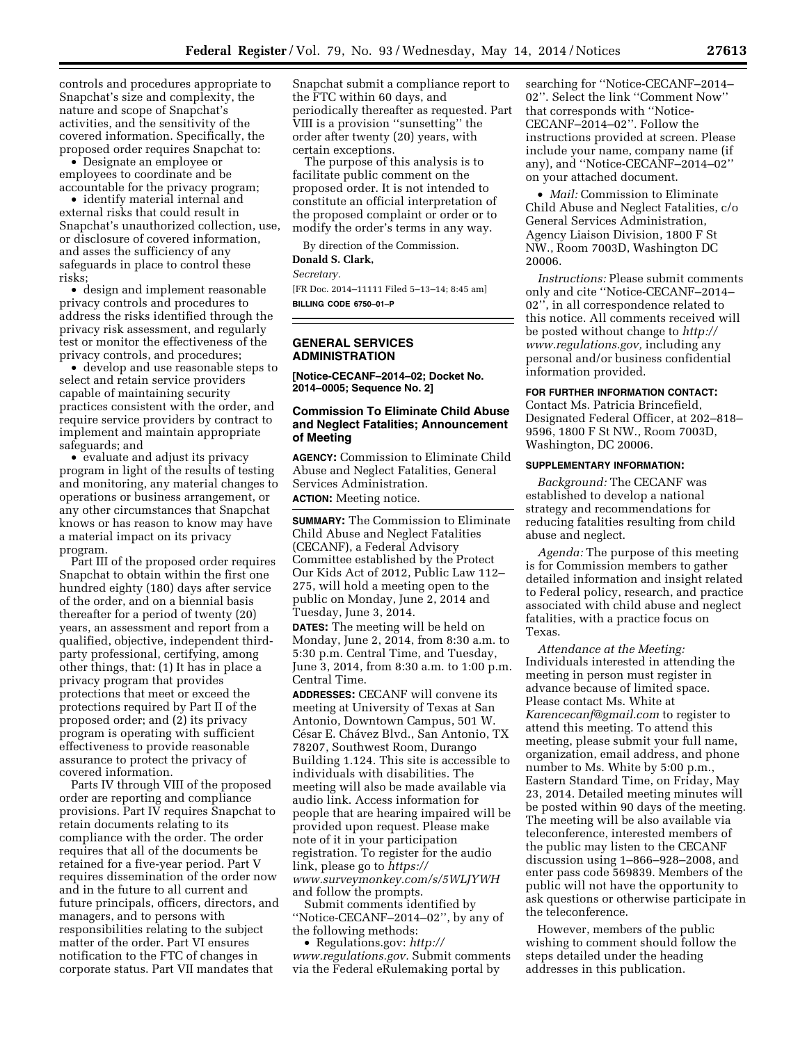controls and procedures appropriate to Snapchat's size and complexity, the nature and scope of Snapchat's activities, and the sensitivity of the covered information. Specifically, the proposed order requires Snapchat to:

- Designate an employee or employees to coordinate and be accountable for the privacy program;
- identify material internal and external risks that could result in Snapchat's unauthorized collection, use, or disclosure of covered information, and asses the sufficiency of any safeguards in place to control these risks;
- design and implement reasonable privacy controls and procedures to address the risks identified through the privacy risk assessment, and regularly test or monitor the effectiveness of the privacy controls, and procedures;
- develop and use reasonable steps to select and retain service providers capable of maintaining security practices consistent with the order, and require service providers by contract to implement and maintain appropriate safeguards; and
- evaluate and adjust its privacy program in light of the results of testing and monitoring, any material changes to operations or business arrangement, or any other circumstances that Snapchat knows or has reason to know may have a material impact on its privacy program.

Part III of the proposed order requires Snapchat to obtain within the first one hundred eighty (180) days after service of the order, and on a biennial basis thereafter for a period of twenty (20) years, an assessment and report from a qualified, objective, independent third-party professional, certifying, among other things, that: (1) It has in place a privacy program that provides protections that meet or exceed the protections required by Part II of the proposed order; and (2) its privacy program is operating with sufficient effectiveness to provide reasonable assurance to protect the privacy of covered information.

Parts IV through VIII of the proposed order are reporting and compliance provisions. Part IV requires Snapchat to retain documents relating to its compliance with the order. The order requires that all of the documents be retained for a five-year period. Part V requires dissemination of the order now and in the future to all current and future principals, officers, directors, and managers, and to persons with responsibilities relating to the subject matter of the order. Part VI ensures notification to the FTC of changes in corporate status. Part VII mandates that Snapchat submit a compliance report to the FTC within 60 days, and periodically thereafter as requested. Part VIII is a provision ''sunsetting'' the order after twenty (20) years, with certain exceptions.

The purpose of this analysis is to facilitate public comment on the proposed order. It is not intended to constitute an official interpretation of the proposed complaint or order or to modify the order's terms in any way.

By direction of the Commission.

**Donald S. Clark,**

*Secretary.*

[FR Doc. 2014–11111 Filed 5–13–14; 8:45 am]

**BILLING CODE 6750–01–P**

## GENERAL SERVICES ADMINISTRATION

**[Notice-CECANF–2014–02; Docket No. 2014–0005; Sequence No. 2]**

### Commission To Eliminate Child Abuse and Neglect Fatalities; Announcement of Meeting

**AGENCY:** Commission to Eliminate Child Abuse and Neglect Fatalities, General Services Administration.

**ACTION:** Meeting notice.

**SUMMARY:** The Commission to Eliminate Child Abuse and Neglect Fatalities (CECANF), a Federal Advisory Committee established by the Protect Our Kids Act of 2012, Public Law 112–275, will hold a meeting open to the public on Monday, June 2, 2014 and Tuesday, June 3, 2014.

**DATES:** The meeting will be held on Monday, June 2, 2014, from 8:30 a.m. to 5:30 p.m. Central Time, and Tuesday, June 3, 2014, from 8:30 a.m. to 1:00 p.m. Central Time.

**ADDRESSES:** CECANF will convene its meeting at University of Texas at San Antonio, Downtown Campus, 501 W. César E. Chávez Blvd., San Antonio, TX 78207, Southwest Room, Durango Building 1.124. This site is accessible to individuals with disabilities. The meeting will also be made available via audio link. Access information for people that are hearing impaired will be provided upon request. Please make note of it in your participation registration. To register for the audio link, please go to *https://www.surveymonkey.com/s/5WLJYWH* and follow the prompts.

Submit comments identified by ''Notice-CECANF–2014–02'', by any of the following methods:

- Regulations.gov: *http://www.regulations.gov.* Submit comments via the Federal eRulemaking portal by searching for ''Notice-CECANF–2014–02''. Select the link ''Comment Now'' that corresponds with ''Notice-CECANF–2014–02''. Follow the instructions provided at screen. Please include your name, company name (if any), and ''Notice-CECANF–2014–02'' on your attached document.
- *Mail:* Commission to Eliminate Child Abuse and Neglect Fatalities, c/o General Services Administration, Agency Liaison Division, 1800 F St NW., Room 7003D, Washington DC 20006.

*Instructions:* Please submit comments only and cite ''Notice-CECANF–2014–02'', in all correspondence related to this notice. All comments received will be posted without change to *http://www.regulations.gov,* including any personal and/or business confidential information provided.

**FOR FURTHER INFORMATION CONTACT:** Contact Ms. Patricia Brincefield, Designated Federal Officer, at 202–818–9596, 1800 F St NW., Room 7003D, Washington, DC 20006.

**SUPPLEMENTARY INFORMATION:**

*Background:* The CECANF was established to develop a national strategy and recommendations for reducing fatalities resulting from child abuse and neglect.

*Agenda:* The purpose of this meeting is for Commission members to gather detailed information and insight related to Federal policy, research, and practice associated with child abuse and neglect fatalities, with a practice focus on Texas.

*Attendance at the Meeting:* Individuals interested in attending the meeting in person must register in advance because of limited space. Please contact Ms. White at *Karencecanf@gmail.com* to register to attend this meeting. To attend this meeting, please submit your full name, organization, email address, and phone number to Ms. White by 5:00 p.m., Eastern Standard Time, on Friday, May 23, 2014. Detailed meeting minutes will be posted within 90 days of the meeting. The meeting will be also available via teleconference, interested members of the public may listen to the CECANF discussion using 1–866–928–2008, and enter pass code 569839. Members of the public will not have the opportunity to ask questions or otherwise participate in the teleconference.

However, members of the public wishing to comment should follow the steps detailed under the heading addresses in this publication.